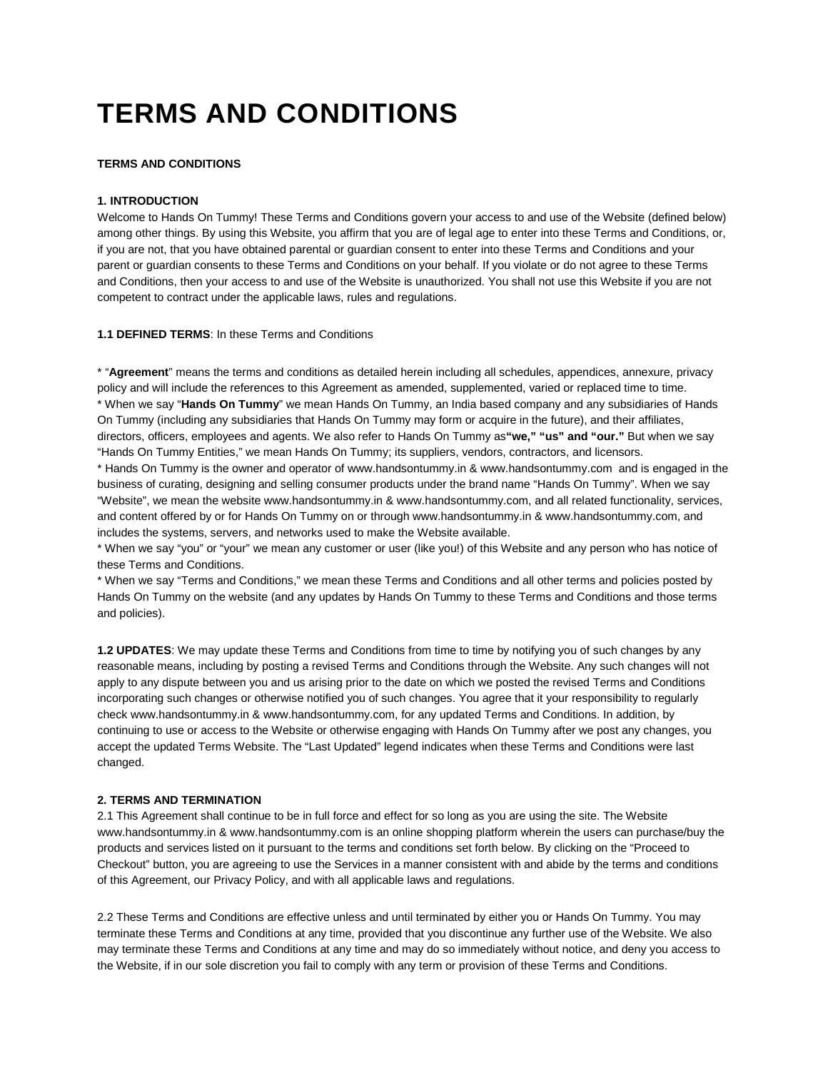# TERMS AND CONDITIONS

**TERMS AND CONDITIONS**

**1. INTRODUCTION**

Welcome to Hands On Tummy! These Terms and Conditions govern your access to and use of the Website (defined below) among other things. By using this Website, you affirm that you are of legal age to enter into these Terms and Conditions, or, if you are not, that you have obtained parental or guardian consent to enter into these Terms and Conditions and your parent or guardian consents to these Terms and Conditions on your behalf. If you violate or do not agree to these Terms and Conditions, then your access to and use of the Website is unauthorized. You shall not use this Website if you are not competent to contract under the applicable laws, rules and regulations.

**1.1 DEFINED TERMS**: In these Terms and Conditions

* "**Agreement**" means the terms and conditions as detailed herein including all schedules, appendices, annexure, privacy policy and will include the references to this Agreement as amended, supplemented, varied or replaced time to time.
* When we say "**Hands On Tummy**" we mean Hands On Tummy, an India based company and any subsidiaries of Hands On Tummy (including any subsidiaries that Hands On Tummy may form or acquire in the future), and their affiliates, directors, officers, employees and agents. We also refer to Hands On Tummy as **"we," "us" and "our."** But when we say "Hands On Tummy Entities," we mean Hands On Tummy; its suppliers, vendors, contractors, and licensors.
* Hands On Tummy is the owner and operator of www.handsontummy.in & www.handsontummy.com and is engaged in the business of curating, designing and selling consumer products under the brand name "Hands On Tummy". When we say "Website", we mean the website www.handsontummy.in & www.handsontummy.com, and all related functionality, services, and content offered by or for Hands On Tummy on or through www.handsontummy.in & www.handsontummy.com, and includes the systems, servers, and networks used to make the Website available.
* When we say "you" or "your" we mean any customer or user (like you!) of this Website and any person who has notice of these Terms and Conditions.
* When we say "Terms and Conditions," we mean these Terms and Conditions and all other terms and policies posted by Hands On Tummy on the website (and any updates by Hands On Tummy to these Terms and Conditions and those terms and policies).

**1.2 UPDATES**: We may update these Terms and Conditions from time to time by notifying you of such changes by any reasonable means, including by posting a revised Terms and Conditions through the Website. Any such changes will not apply to any dispute between you and us arising prior to the date on which we posted the revised Terms and Conditions incorporating such changes or otherwise notified you of such changes. You agree that it your responsibility to regularly check www.handsontummy.in & www.handsontummy.com, for any updated Terms and Conditions. In addition, by continuing to use or access to the Website or otherwise engaging with Hands On Tummy after we post any changes, you accept the updated Terms Website. The "Last Updated" legend indicates when these Terms and Conditions were last changed.

**2. TERMS AND TERMINATION**

2.1 This Agreement shall continue to be in full force and effect for so long as you are using the site. The Website www.handsontummy.in & www.handsontummy.com is an online shopping platform wherein the users can purchase/buy the products and services listed on it pursuant to the terms and conditions set forth below. By clicking on the "Proceed to Checkout" button, you are agreeing to use the Services in a manner consistent with and abide by the terms and conditions of this Agreement, our Privacy Policy, and with all applicable laws and regulations.

2.2 These Terms and Conditions are effective unless and until terminated by either you or Hands On Tummy. You may terminate these Terms and Conditions at any time, provided that you discontinue any further use of the Website. We also may terminate these Terms and Conditions at any time and may do so immediately without notice, and deny you access to the Website, if in our sole discretion you fail to comply with any term or provision of these Terms and Conditions.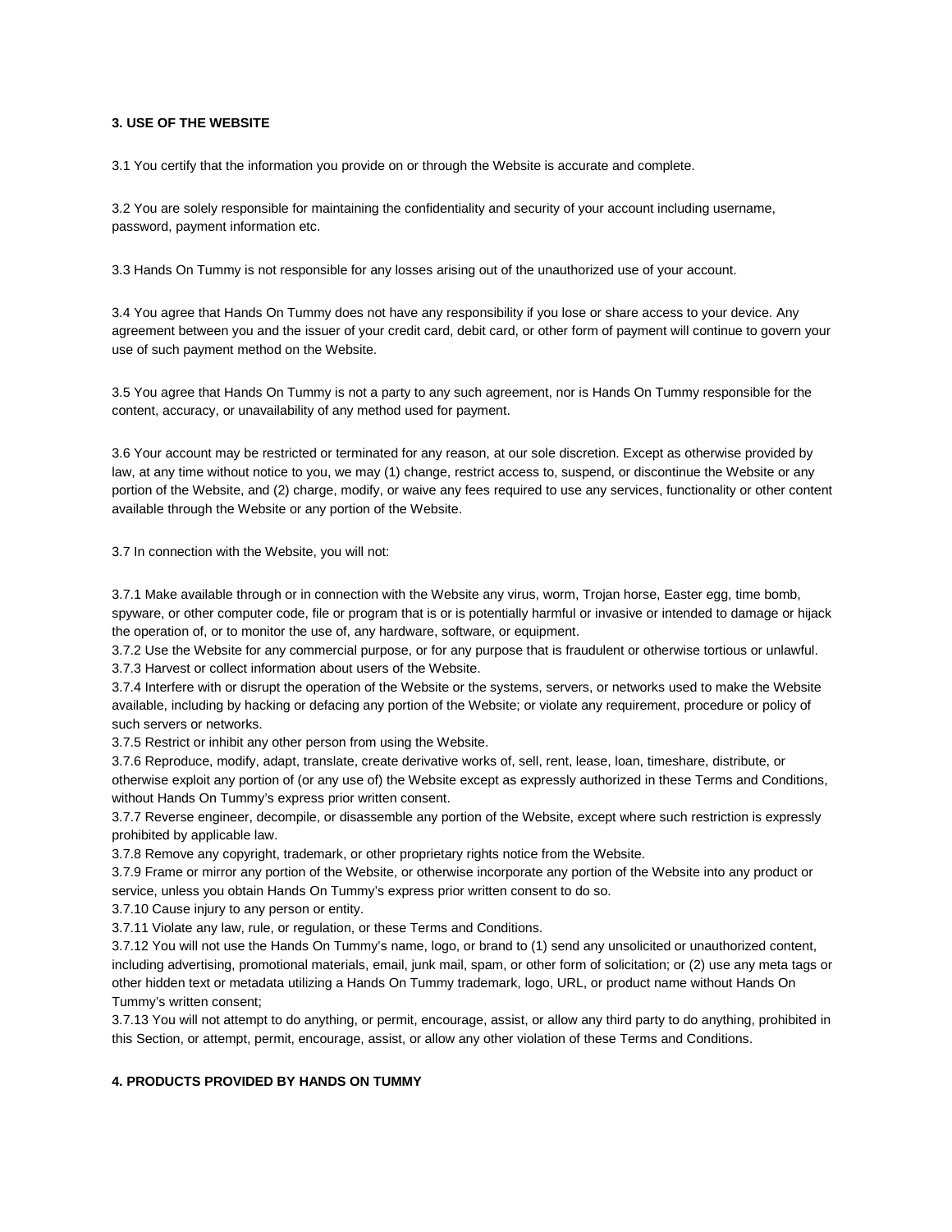**3. USE OF THE WEBSITE**

3.1 You certify that the information you provide on or through the Website is accurate and complete.

3.2 You are solely responsible for maintaining the confidentiality and security of your account including username, password, payment information etc.

3.3 Hands On Tummy is not responsible for any losses arising out of the unauthorized use of your account.

3.4 You agree that Hands On Tummy does not have any responsibility if you lose or share access to your device. Any agreement between you and the issuer of your credit card, debit card, or other form of payment will continue to govern your use of such payment method on the Website.

3.5 You agree that Hands On Tummy is not a party to any such agreement, nor is Hands On Tummy responsible for the content, accuracy, or unavailability of any method used for payment.

3.6 Your account may be restricted or terminated for any reason, at our sole discretion. Except as otherwise provided by law, at any time without notice to you, we may (1) change, restrict access to, suspend, or discontinue the Website or any portion of the Website, and (2) charge, modify, or waive any fees required to use any services, functionality or other content available through the Website or any portion of the Website.

3.7 In connection with the Website, you will not:

3.7.1 Make available through or in connection with the Website any virus, worm, Trojan horse, Easter egg, time bomb, spyware, or other computer code, file or program that is or is potentially harmful or invasive or intended to damage or hijack the operation of, or to monitor the use of, any hardware, software, or equipment.
3.7.2 Use the Website for any commercial purpose, or for any purpose that is fraudulent or otherwise tortious or unlawful.
3.7.3 Harvest or collect information about users of the Website.
3.7.4 Interfere with or disrupt the operation of the Website or the systems, servers, or networks used to make the Website available, including by hacking or defacing any portion of the Website; or violate any requirement, procedure or policy of such servers or networks.
3.7.5 Restrict or inhibit any other person from using the Website.
3.7.6 Reproduce, modify, adapt, translate, create derivative works of, sell, rent, lease, loan, timeshare, distribute, or otherwise exploit any portion of (or any use of) the Website except as expressly authorized in these Terms and Conditions, without Hands On Tummy's express prior written consent.
3.7.7 Reverse engineer, decompile, or disassemble any portion of the Website, except where such restriction is expressly prohibited by applicable law.
3.7.8 Remove any copyright, trademark, or other proprietary rights notice from the Website.
3.7.9 Frame or mirror any portion of the Website, or otherwise incorporate any portion of the Website into any product or service, unless you obtain Hands On Tummy's express prior written consent to do so.
3.7.10 Cause injury to any person or entity.
3.7.11 Violate any law, rule, or regulation, or these Terms and Conditions.
3.7.12 You will not use the Hands On Tummy's name, logo, or brand to (1) send any unsolicited or unauthorized content, including advertising, promotional materials, email, junk mail, spam, or other form of solicitation; or (2) use any meta tags or other hidden text or metadata utilizing a Hands On Tummy trademark, logo, URL, or product name without Hands On Tummy's written consent;
3.7.13 You will not attempt to do anything, or permit, encourage, assist, or allow any third party to do anything, prohibited in this Section, or attempt, permit, encourage, assist, or allow any other violation of these Terms and Conditions.

**4. PRODUCTS PROVIDED BY HANDS ON TUMMY**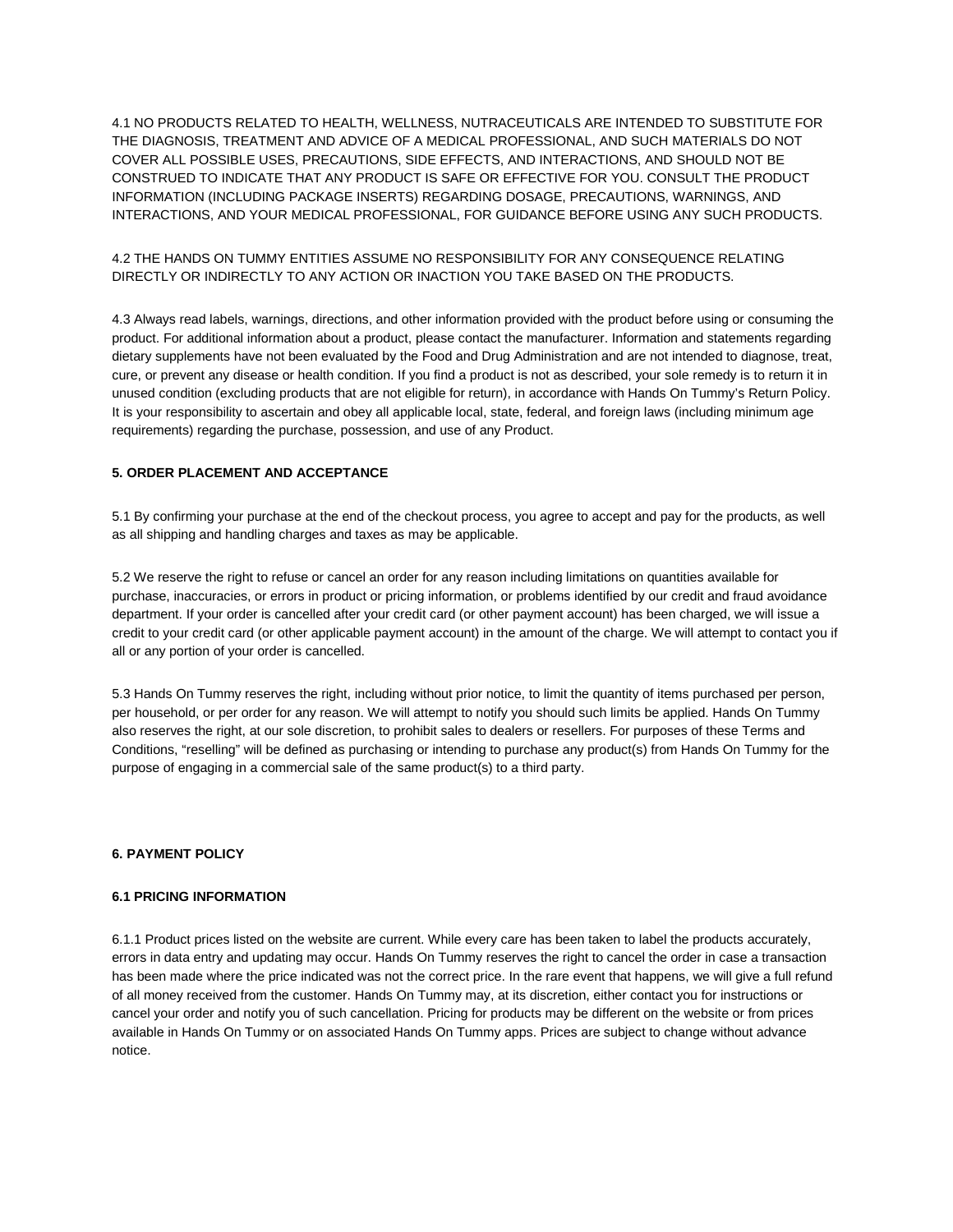4.1 NO PRODUCTS RELATED TO HEALTH, WELLNESS, NUTRACEUTICALS ARE INTENDED TO SUBSTITUTE FOR THE DIAGNOSIS, TREATMENT AND ADVICE OF A MEDICAL PROFESSIONAL, AND SUCH MATERIALS DO NOT COVER ALL POSSIBLE USES, PRECAUTIONS, SIDE EFFECTS, AND INTERACTIONS, AND SHOULD NOT BE CONSTRUED TO INDICATE THAT ANY PRODUCT IS SAFE OR EFFECTIVE FOR YOU. CONSULT THE PRODUCT INFORMATION (INCLUDING PACKAGE INSERTS) REGARDING DOSAGE, PRECAUTIONS, WARNINGS, AND INTERACTIONS, AND YOUR MEDICAL PROFESSIONAL, FOR GUIDANCE BEFORE USING ANY SUCH PRODUCTS.

4.2 THE HANDS ON TUMMY ENTITIES ASSUME NO RESPONSIBILITY FOR ANY CONSEQUENCE RELATING DIRECTLY OR INDIRECTLY TO ANY ACTION OR INACTION YOU TAKE BASED ON THE PRODUCTS.

4.3 Always read labels, warnings, directions, and other information provided with the product before using or consuming the product. For additional information about a product, please contact the manufacturer. Information and statements regarding dietary supplements have not been evaluated by the Food and Drug Administration and are not intended to diagnose, treat, cure, or prevent any disease or health condition. If you find a product is not as described, your sole remedy is to return it in unused condition (excluding products that are not eligible for return), in accordance with Hands On Tummy's Return Policy. It is your responsibility to ascertain and obey all applicable local, state, federal, and foreign laws (including minimum age requirements) regarding the purchase, possession, and use of any Product.

**5. ORDER PLACEMENT AND ACCEPTANCE**

5.1 By confirming your purchase at the end of the checkout process, you agree to accept and pay for the products, as well as all shipping and handling charges and taxes as may be applicable.

5.2 We reserve the right to refuse or cancel an order for any reason including limitations on quantities available for purchase, inaccuracies, or errors in product or pricing information, or problems identified by our credit and fraud avoidance department. If your order is cancelled after your credit card (or other payment account) has been charged, we will issue a credit to your credit card (or other applicable payment account) in the amount of the charge. We will attempt to contact you if all or any portion of your order is cancelled.

5.3 Hands On Tummy reserves the right, including without prior notice, to limit the quantity of items purchased per person, per household, or per order for any reason. We will attempt to notify you should such limits be applied. Hands On Tummy also reserves the right, at our sole discretion, to prohibit sales to dealers or resellers. For purposes of these Terms and Conditions, "reselling" will be defined as purchasing or intending to purchase any product(s) from Hands On Tummy for the purpose of engaging in a commercial sale of the same product(s) to a third party.

**6. PAYMENT POLICY**

**6.1 PRICING INFORMATION**

6.1.1 Product prices listed on the website are current. While every care has been taken to label the products accurately, errors in data entry and updating may occur. Hands On Tummy reserves the right to cancel the order in case a transaction has been made where the price indicated was not the correct price. In the rare event that happens, we will give a full refund of all money received from the customer. Hands On Tummy may, at its discretion, either contact you for instructions or cancel your order and notify you of such cancellation. Pricing for products may be different on the website or from prices available in Hands On Tummy or on associated Hands On Tummy apps. Prices are subject to change without advance notice.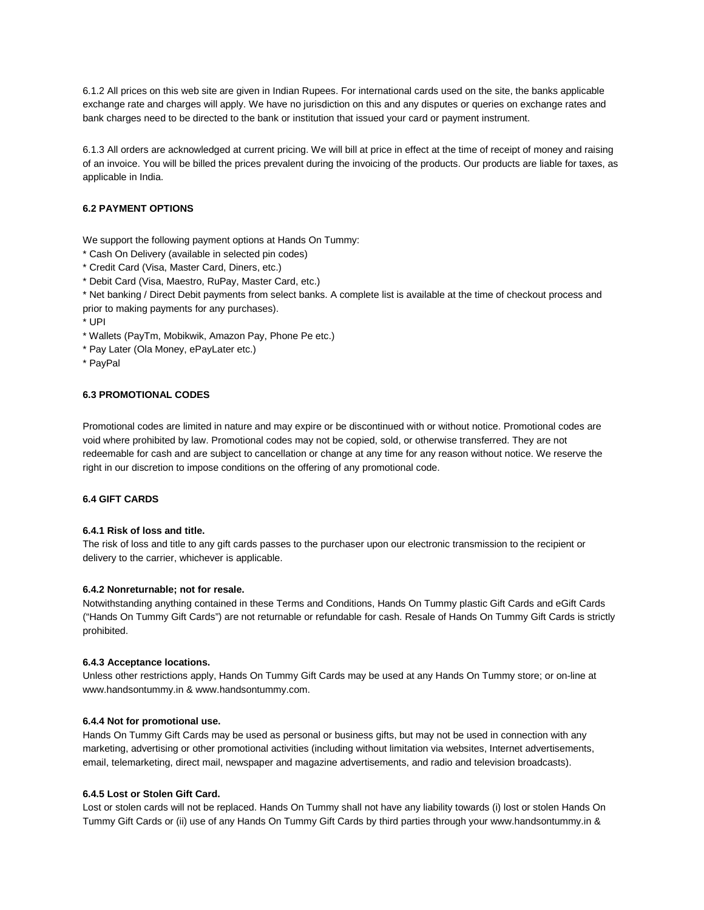6.1.2 All prices on this web site are given in Indian Rupees. For international cards used on the site, the banks applicable exchange rate and charges will apply. We have no jurisdiction on this and any disputes or queries on exchange rates and bank charges need to be directed to the bank or institution that issued your card or payment instrument.

6.1.3 All orders are acknowledged at current pricing. We will bill at price in effect at the time of receipt of money and raising of an invoice. You will be billed the prices prevalent during the invoicing of the products. Our products are liable for taxes, as applicable in India.

#### 6.2 PAYMENT OPTIONS

We support the following payment options at Hands On Tummy:

* Cash On Delivery (available in selected pin codes)
* Credit Card (Visa, Master Card, Diners, etc.)
* Debit Card (Visa, Maestro, RuPay, Master Card, etc.)
* Net banking / Direct Debit payments from select banks. A complete list is available at the time of checkout process and prior to making payments for any purchases).
* UPI
* Wallets (PayTm, Mobikwik, Amazon Pay, Phone Pe etc.)
* Pay Later (Ola Money, ePayLater etc.)
* PayPal

#### 6.3 PROMOTIONAL CODES

Promotional codes are limited in nature and may expire or be discontinued with or without notice. Promotional codes are void where prohibited by law. Promotional codes may not be copied, sold, or otherwise transferred. They are not redeemable for cash and are subject to cancellation or change at any time for any reason without notice. We reserve the right in our discretion to impose conditions on the offering of any promotional code.

#### 6.4 GIFT CARDS

**6.4.1 Risk of loss and title.**
The risk of loss and title to any gift cards passes to the purchaser upon our electronic transmission to the recipient or delivery to the carrier, whichever is applicable.

**6.4.2 Nonreturnable; not for resale.**
Notwithstanding anything contained in these Terms and Conditions, Hands On Tummy plastic Gift Cards and eGift Cards ("Hands On Tummy Gift Cards") are not returnable or refundable for cash. Resale of Hands On Tummy Gift Cards is strictly prohibited.

**6.4.3 Acceptance locations.**
Unless other restrictions apply, Hands On Tummy Gift Cards may be used at any Hands On Tummy store; or on-line at www.handsontummy.in & www.handsontummy.com.

**6.4.4 Not for promotional use.**
Hands On Tummy Gift Cards may be used as personal or business gifts, but may not be used in connection with any marketing, advertising or other promotional activities (including without limitation via websites, Internet advertisements, email, telemarketing, direct mail, newspaper and magazine advertisements, and radio and television broadcasts).

**6.4.5 Lost or Stolen Gift Card.**
Lost or stolen cards will not be replaced. Hands On Tummy shall not have any liability towards (i) lost or stolen Hands On Tummy Gift Cards or (ii) use of any Hands On Tummy Gift Cards by third parties through your www.handsontummy.in &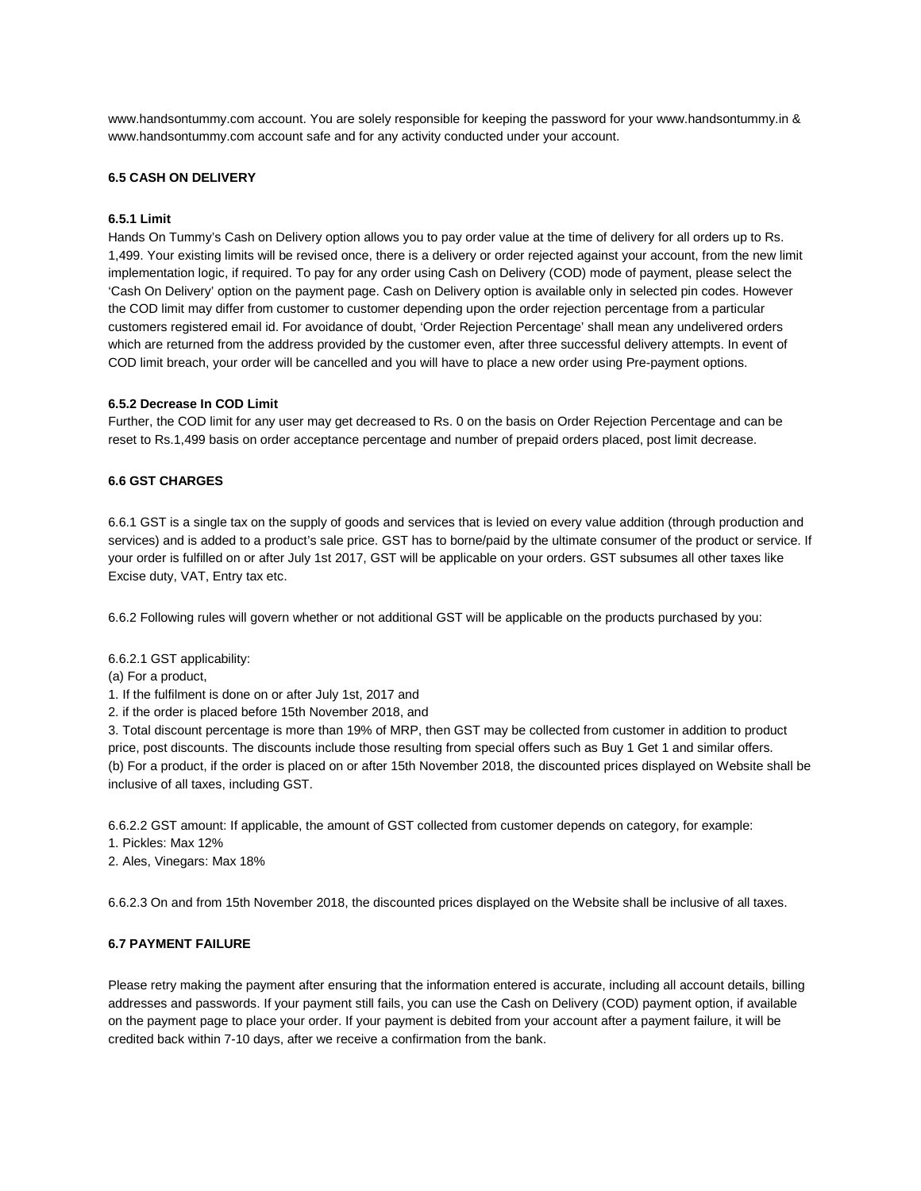www.handsontummy.com account. You are solely responsible for keeping the password for your www.handsontummy.in & www.handsontummy.com account safe and for any activity conducted under your account.

### 6.5 CASH ON DELIVERY

#### 6.5.1 Limit

Hands On Tummy's Cash on Delivery option allows you to pay order value at the time of delivery for all orders up to Rs. 1,499. Your existing limits will be revised once, there is a delivery or order rejected against your account, from the new limit implementation logic, if required. To pay for any order using Cash on Delivery (COD) mode of payment, please select the 'Cash On Delivery' option on the payment page. Cash on Delivery option is available only in selected pin codes. However the COD limit may differ from customer to customer depending upon the order rejection percentage from a particular customers registered email id. For avoidance of doubt, 'Order Rejection Percentage' shall mean any undelivered orders which are returned from the address provided by the customer even, after three successful delivery attempts. In event of COD limit breach, your order will be cancelled and you will have to place a new order using Pre-payment options.

#### 6.5.2 Decrease In COD Limit

Further, the COD limit for any user may get decreased to Rs. 0 on the basis on Order Rejection Percentage and can be reset to Rs.1,499 basis on order acceptance percentage and number of prepaid orders placed, post limit decrease.

### 6.6 GST CHARGES

6.6.1 GST is a single tax on the supply of goods and services that is levied on every value addition (through production and services) and is added to a product's sale price. GST has to borne/paid by the ultimate consumer of the product or service. If your order is fulfilled on or after July 1st 2017, GST will be applicable on your orders. GST subsumes all other taxes like Excise duty, VAT, Entry tax etc.

6.6.2 Following rules will govern whether or not additional GST will be applicable on the products purchased by you:

6.6.2.1 GST applicability:

(a) For a product,

1. If the fulfilment is done on or after July 1st, 2017 and
2. if the order is placed before 15th November 2018, and
3. Total discount percentage is more than 19% of MRP, then GST may be collected from customer in addition to product price, post discounts. The discounts include those resulting from special offers such as Buy 1 Get 1 and similar offers.

(b) For a product, if the order is placed on or after 15th November 2018, the discounted prices displayed on Website shall be inclusive of all taxes, including GST.

6.6.2.2 GST amount: If applicable, the amount of GST collected from customer depends on category, for example:

1. Pickles: Max 12%
2. Ales, Vinegars: Max 18%

6.6.2.3 On and from 15th November 2018, the discounted prices displayed on the Website shall be inclusive of all taxes.

### 6.7 PAYMENT FAILURE

Please retry making the payment after ensuring that the information entered is accurate, including all account details, billing addresses and passwords. If your payment still fails, you can use the Cash on Delivery (COD) payment option, if available on the payment page to place your order. If your payment is debited from your account after a payment failure, it will be credited back within 7-10 days, after we receive a confirmation from the bank.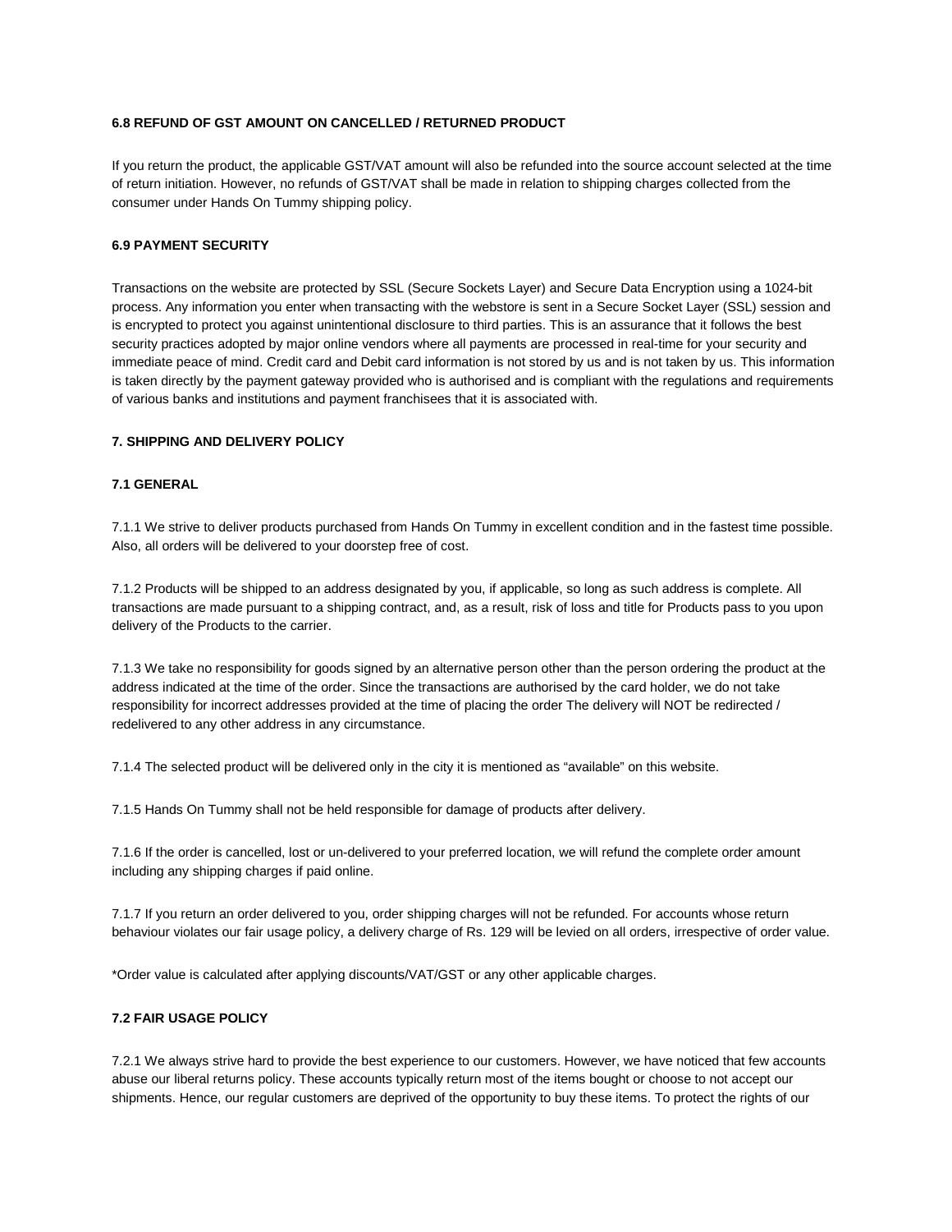### 6.8 REFUND OF GST AMOUNT ON CANCELLED / RETURNED PRODUCT

If you return the product, the applicable GST/VAT amount will also be refunded into the source account selected at the time of return initiation. However, no refunds of GST/VAT shall be made in relation to shipping charges collected from the consumer under Hands On Tummy shipping policy.

### 6.9 PAYMENT SECURITY

Transactions on the website are protected by SSL (Secure Sockets Layer) and Secure Data Encryption using a 1024-bit process. Any information you enter when transacting with the webstore is sent in a Secure Socket Layer (SSL) session and is encrypted to protect you against unintentional disclosure to third parties. This is an assurance that it follows the best security practices adopted by major online vendors where all payments are processed in real-time for your security and immediate peace of mind. Credit card and Debit card information is not stored by us and is not taken by us. This information is taken directly by the payment gateway provided who is authorised and is compliant with the regulations and requirements of various banks and institutions and payment franchisees that it is associated with.

## 7. SHIPPING AND DELIVERY POLICY

### 7.1 GENERAL

7.1.1 We strive to deliver products purchased from Hands On Tummy in excellent condition and in the fastest time possible. Also, all orders will be delivered to your doorstep free of cost.

7.1.2 Products will be shipped to an address designated by you, if applicable, so long as such address is complete. All transactions are made pursuant to a shipping contract, and, as a result, risk of loss and title for Products pass to you upon delivery of the Products to the carrier.

7.1.3 We take no responsibility for goods signed by an alternative person other than the person ordering the product at the address indicated at the time of the order. Since the transactions are authorised by the card holder, we do not take responsibility for incorrect addresses provided at the time of placing the order The delivery will NOT be redirected / redelivered to any other address in any circumstance.

7.1.4 The selected product will be delivered only in the city it is mentioned as “available” on this website.

7.1.5 Hands On Tummy shall not be held responsible for damage of products after delivery.

7.1.6 If the order is cancelled, lost or un-delivered to your preferred location, we will refund the complete order amount including any shipping charges if paid online.

7.1.7 If you return an order delivered to you, order shipping charges will not be refunded. For accounts whose return behaviour violates our fair usage policy, a delivery charge of Rs. 129 will be levied on all orders, irrespective of order value.

*Order value is calculated after applying discounts/VAT/GST or any other applicable charges.

### 7.2 FAIR USAGE POLICY

7.2.1 We always strive hard to provide the best experience to our customers. However, we have noticed that few accounts abuse our liberal returns policy. These accounts typically return most of the items bought or choose to not accept our shipments. Hence, our regular customers are deprived of the opportunity to buy these items. To protect the rights of our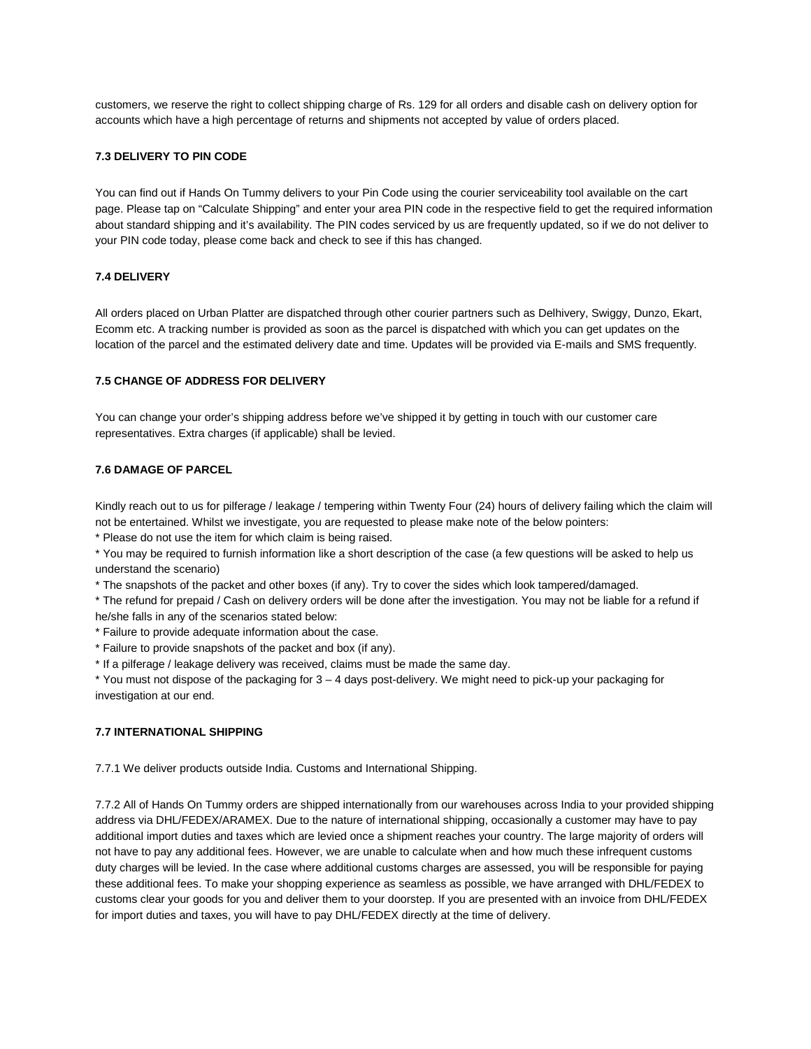customers, we reserve the right to collect shipping charge of Rs. 129 for all orders and disable cash on delivery option for accounts which have a high percentage of returns and shipments not accepted by value of orders placed.

**7.3 DELIVERY TO PIN CODE**

You can find out if Hands On Tummy delivers to your Pin Code using the courier serviceability tool available on the cart page. Please tap on "Calculate Shipping" and enter your area PIN code in the respective field to get the required information about standard shipping and it's availability. The PIN codes serviced by us are frequently updated, so if we do not deliver to your PIN code today, please come back and check to see if this has changed.

**7.4 DELIVERY**

All orders placed on Urban Platter are dispatched through other courier partners such as Delhivery, Swiggy, Dunzo, Ekart, Ecomm etc. A tracking number is provided as soon as the parcel is dispatched with which you can get updates on the location of the parcel and the estimated delivery date and time. Updates will be provided via E-mails and SMS frequently.

**7.5 CHANGE OF ADDRESS FOR DELIVERY**

You can change your order's shipping address before we've shipped it by getting in touch with our customer care representatives. Extra charges (if applicable) shall be levied.

**7.6 DAMAGE OF PARCEL**

Kindly reach out to us for pilferage / leakage / tempering within Twenty Four (24) hours of delivery failing which the claim will not be entertained. Whilst we investigate, you are requested to please make note of the below pointers:

* Please do not use the item for which claim is being raised.
* You may be required to furnish information like a short description of the case (a few questions will be asked to help us understand the scenario)
* The snapshots of the packet and other boxes (if any). Try to cover the sides which look tampered/damaged.
* The refund for prepaid / Cash on delivery orders will be done after the investigation. You may not be liable for a refund if he/she falls in any of the scenarios stated below:
* Failure to provide adequate information about the case.
* Failure to provide snapshots of the packet and box (if any).
* If a pilferage / leakage delivery was received, claims must be made the same day.
* You must not dispose of the packaging for 3 – 4 days post-delivery. We might need to pick-up your packaging for investigation at our end.

**7.7 INTERNATIONAL SHIPPING**

7.7.1 We deliver products outside India. Customs and International Shipping.

7.7.2 All of Hands On Tummy orders are shipped internationally from our warehouses across India to your provided shipping address via DHL/FEDEX/ARAMEX. Due to the nature of international shipping, occasionally a customer may have to pay additional import duties and taxes which are levied once a shipment reaches your country. The large majority of orders will not have to pay any additional fees. However, we are unable to calculate when and how much these infrequent customs duty charges will be levied. In the case where additional customs charges are assessed, you will be responsible for paying these additional fees. To make your shopping experience as seamless as possible, we have arranged with DHL/FEDEX to customs clear your goods for you and deliver them to your doorstep. If you are presented with an invoice from DHL/FEDEX for import duties and taxes, you will have to pay DHL/FEDEX directly at the time of delivery.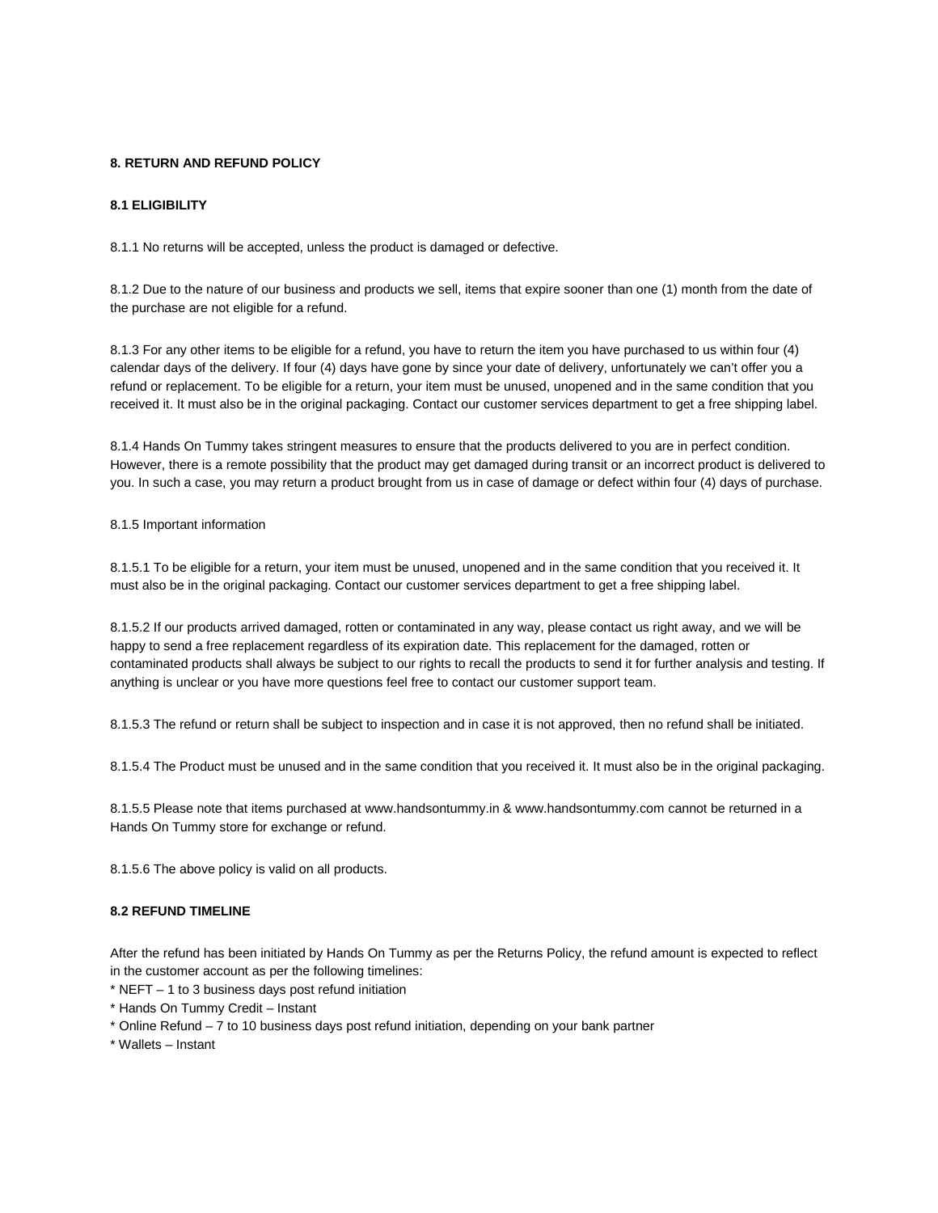**8. RETURN AND REFUND POLICY**

**8.1 ELIGIBILITY**

8.1.1 No returns will be accepted, unless the product is damaged or defective.

8.1.2 Due to the nature of our business and products we sell, items that expire sooner than one (1) month from the date of the purchase are not eligible for a refund.

8.1.3 For any other items to be eligible for a refund, you have to return the item you have purchased to us within four (4) calendar days of the delivery. If four (4) days have gone by since your date of delivery, unfortunately we can't offer you a refund or replacement. To be eligible for a return, your item must be unused, unopened and in the same condition that you received it. It must also be in the original packaging. Contact our customer services department to get a free shipping label.

8.1.4 Hands On Tummy takes stringent measures to ensure that the products delivered to you are in perfect condition. However, there is a remote possibility that the product may get damaged during transit or an incorrect product is delivered to you. In such a case, you may return a product brought from us in case of damage or defect within four (4) days of purchase.

8.1.5 Important information

8.1.5.1 To be eligible for a return, your item must be unused, unopened and in the same condition that you received it. It must also be in the original packaging. Contact our customer services department to get a free shipping label.

8.1.5.2 If our products arrived damaged, rotten or contaminated in any way, please contact us right away, and we will be happy to send a free replacement regardless of its expiration date. This replacement for the damaged, rotten or contaminated products shall always be subject to our rights to recall the products to send it for further analysis and testing. If anything is unclear or you have more questions feel free to contact our customer support team.

8.1.5.3 The refund or return shall be subject to inspection and in case it is not approved, then no refund shall be initiated.

8.1.5.4 The Product must be unused and in the same condition that you received it. It must also be in the original packaging.

8.1.5.5 Please note that items purchased at www.handsontummy.in & www.handsontummy.com cannot be returned in a Hands On Tummy store for exchange or refund.

8.1.5.6 The above policy is valid on all products.

**8.2 REFUND TIMELINE**

After the refund has been initiated by Hands On Tummy as per the Returns Policy, the refund amount is expected to reflect in the customer account as per the following timelines:

* NEFT – 1 to 3 business days post refund initiation
* Hands On Tummy Credit – Instant
* Online Refund – 7 to 10 business days post refund initiation, depending on your bank partner
* Wallets – Instant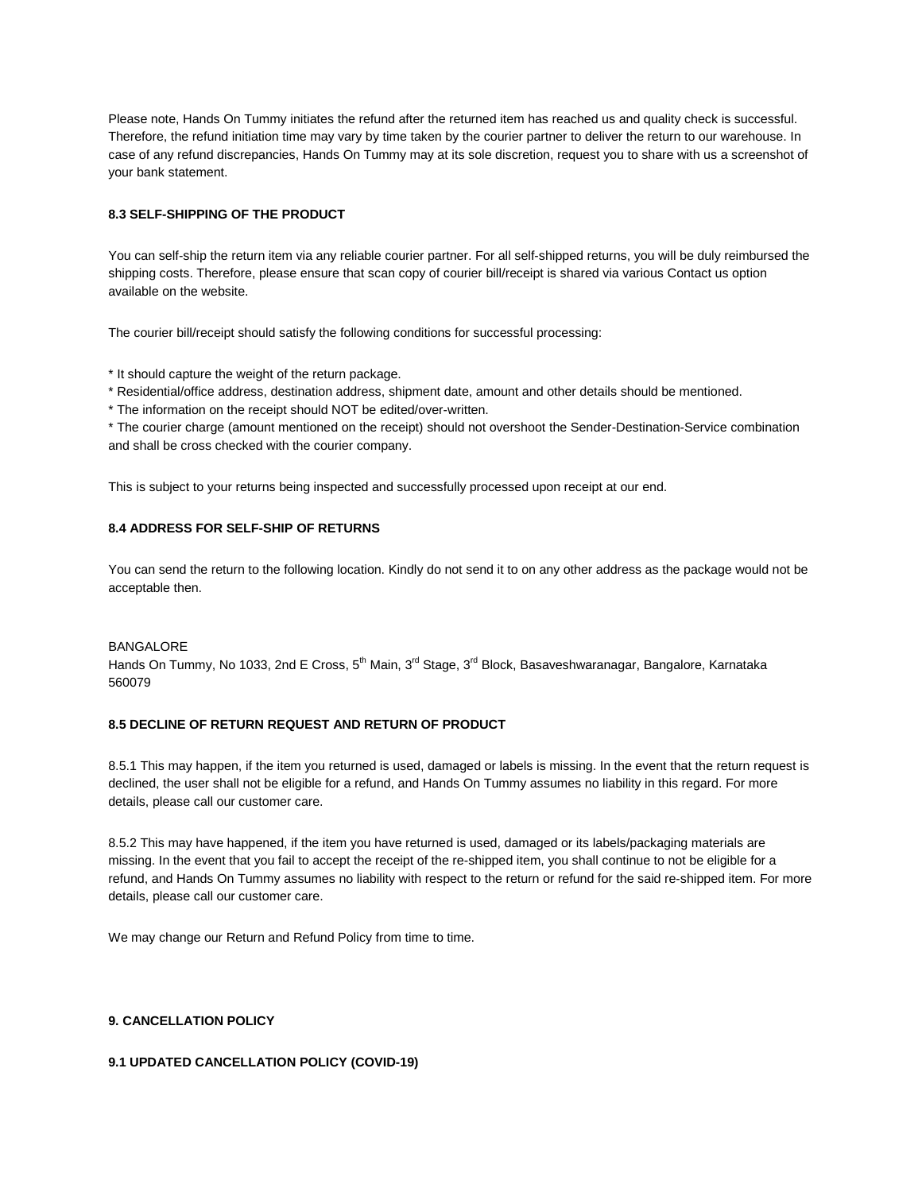Please note, Hands On Tummy initiates the refund after the returned item has reached us and quality check is successful. Therefore, the refund initiation time may vary by time taken by the courier partner to deliver the return to our warehouse. In case of any refund discrepancies, Hands On Tummy may at its sole discretion, request you to share with us a screenshot of your bank statement.

**8.3 SELF-SHIPPING OF THE PRODUCT**

You can self-ship the return item via any reliable courier partner. For all self-shipped returns, you will be duly reimbursed the shipping costs. Therefore, please ensure that scan copy of courier bill/receipt is shared via various Contact us option available on the website.

The courier bill/receipt should satisfy the following conditions for successful processing:

* It should capture the weight of the return package.
* Residential/office address, destination address, shipment date, amount and other details should be mentioned.
* The information on the receipt should NOT be edited/over-written.
* The courier charge (amount mentioned on the receipt) should not overshoot the Sender-Destination-Service combination and shall be cross checked with the courier company.

This is subject to your returns being inspected and successfully processed upon receipt at our end.

**8.4 ADDRESS FOR SELF-SHIP OF RETURNS**

You can send the return to the following location. Kindly do not send it to on any other address as the package would not be acceptable then.

BANGALORE
Hands On Tummy, No 1033, 2nd E Cross, 5th Main, 3rd Stage, 3rd Block, Basaveshwaranagar, Bangalore, Karnataka 560079

**8.5 DECLINE OF RETURN REQUEST AND RETURN OF PRODUCT**

8.5.1 This may happen, if the item you returned is used, damaged or labels is missing. In the event that the return request is declined, the user shall not be eligible for a refund, and Hands On Tummy assumes no liability in this regard. For more details, please call our customer care.

8.5.2 This may have happened, if the item you have returned is used, damaged or its labels/packaging materials are missing. In the event that you fail to accept the receipt of the re-shipped item, you shall continue to not be eligible for a refund, and Hands On Tummy assumes no liability with respect to the return or refund for the said re-shipped item. For more details, please call our customer care.

We may change our Return and Refund Policy from time to time.

**9. CANCELLATION POLICY**

**9.1 UPDATED CANCELLATION POLICY (COVID-19)**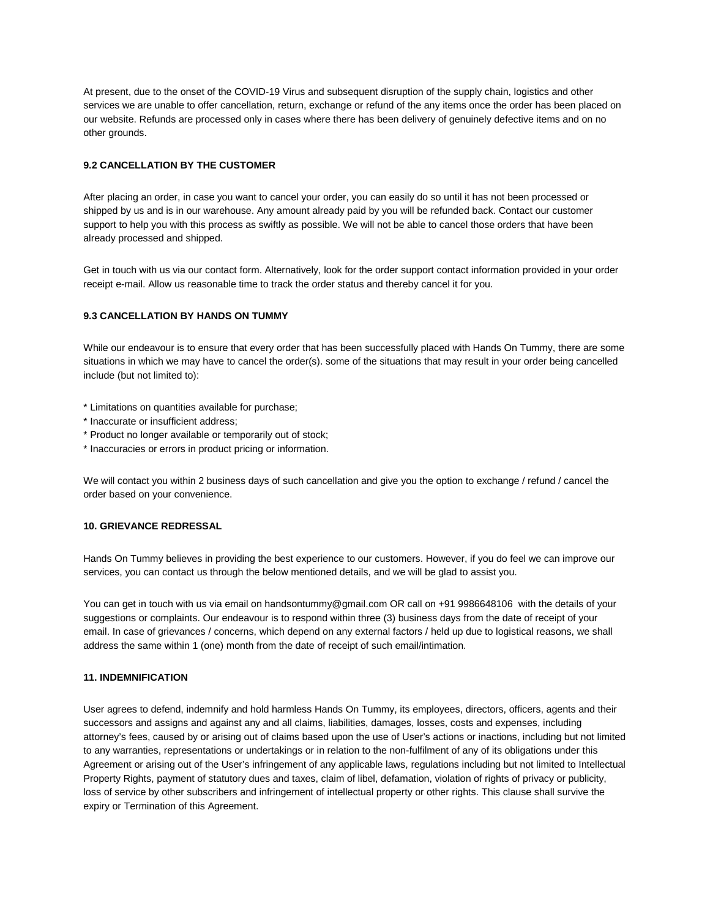At present, due to the onset of the COVID-19 Virus and subsequent disruption of the supply chain, logistics and other services we are unable to offer cancellation, return, exchange or refund of the any items once the order has been placed on our website. Refunds are processed only in cases where there has been delivery of genuinely defective items and on no other grounds.

**9.2 CANCELLATION BY THE CUSTOMER**

After placing an order, in case you want to cancel your order, you can easily do so until it has not been processed or shipped by us and is in our warehouse. Any amount already paid by you will be refunded back. Contact our customer support to help you with this process as swiftly as possible. We will not be able to cancel those orders that have been already processed and shipped.

Get in touch with us via our contact form. Alternatively, look for the order support contact information provided in your order receipt e-mail. Allow us reasonable time to track the order status and thereby cancel it for you.

**9.3 CANCELLATION BY HANDS ON TUMMY**

While our endeavour is to ensure that every order that has been successfully placed with Hands On Tummy, there are some situations in which we may have to cancel the order(s). some of the situations that may result in your order being cancelled include (but not limited to):

* Limitations on quantities available for purchase;
* Inaccurate or insufficient address;
* Product no longer available or temporarily out of stock;
* Inaccuracies or errors in product pricing or information.

We will contact you within 2 business days of such cancellation and give you the option to exchange / refund / cancel the order based on your convenience.

**10. GRIEVANCE REDRESSAL**

Hands On Tummy believes in providing the best experience to our customers. However, if you do feel we can improve our services, you can contact us through the below mentioned details, and we will be glad to assist you.

You can get in touch with us via email on handsontummy@gmail.com OR call on +91 9986648106 with the details of your suggestions or complaints. Our endeavour is to respond within three (3) business days from the date of receipt of your email. In case of grievances / concerns, which depend on any external factors / held up due to logistical reasons, we shall address the same within 1 (one) month from the date of receipt of such email/intimation.

**11. INDEMNIFICATION**

User agrees to defend, indemnify and hold harmless Hands On Tummy, its employees, directors, officers, agents and their successors and assigns and against any and all claims, liabilities, damages, losses, costs and expenses, including attorney's fees, caused by or arising out of claims based upon the use of User's actions or inactions, including but not limited to any warranties, representations or undertakings or in relation to the non-fulfilment of any of its obligations under this Agreement or arising out of the User's infringement of any applicable laws, regulations including but not limited to Intellectual Property Rights, payment of statutory dues and taxes, claim of libel, defamation, violation of rights of privacy or publicity, loss of service by other subscribers and infringement of intellectual property or other rights. This clause shall survive the expiry or Termination of this Agreement.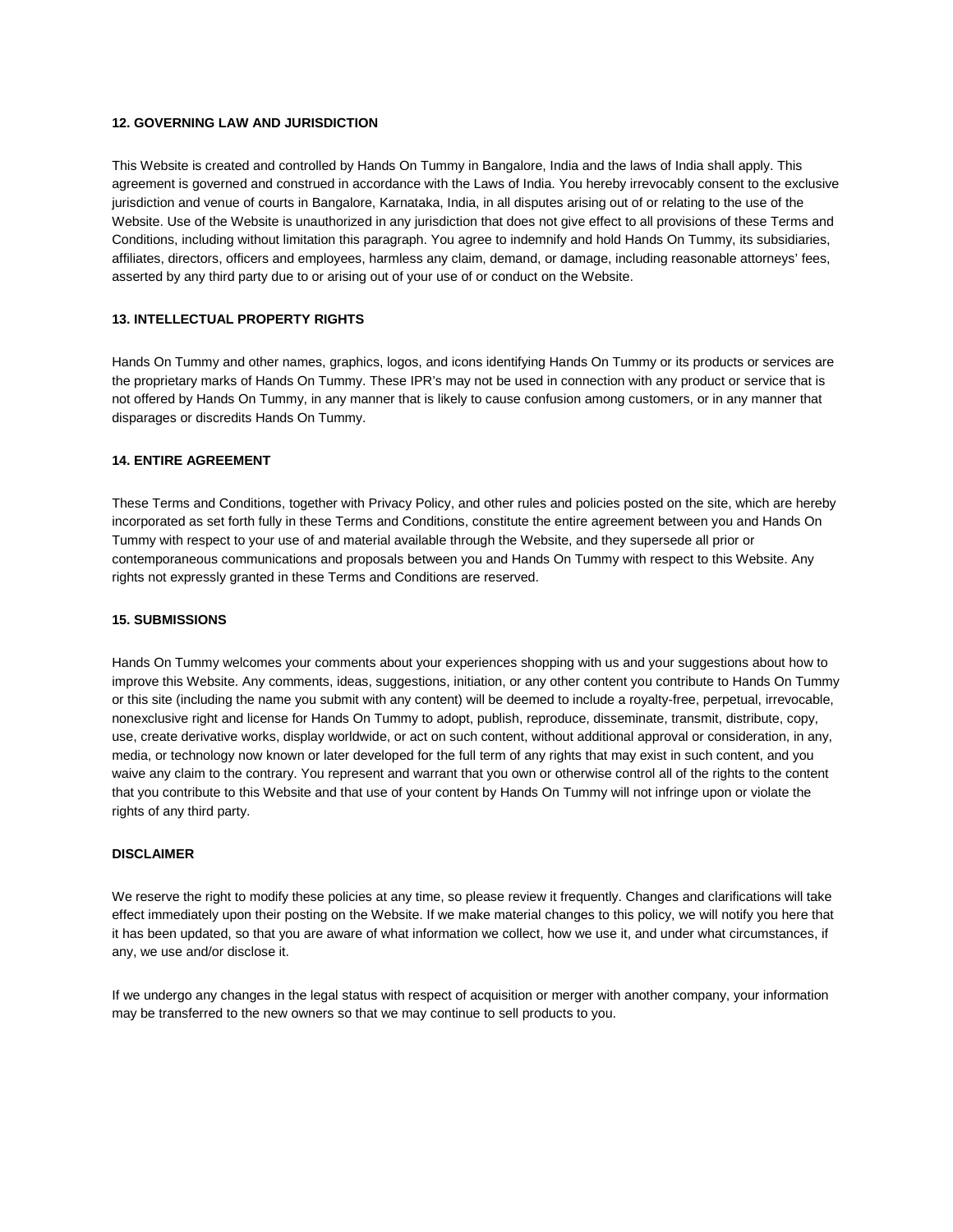**12. GOVERNING LAW AND JURISDICTION**

This Website is created and controlled by Hands On Tummy in Bangalore, India and the laws of India shall apply. This agreement is governed and construed in accordance with the Laws of India. You hereby irrevocably consent to the exclusive jurisdiction and venue of courts in Bangalore, Karnataka, India, in all disputes arising out of or relating to the use of the Website. Use of the Website is unauthorized in any jurisdiction that does not give effect to all provisions of these Terms and Conditions, including without limitation this paragraph. You agree to indemnify and hold Hands On Tummy, its subsidiaries, affiliates, directors, officers and employees, harmless any claim, demand, or damage, including reasonable attorneys' fees, asserted by any third party due to or arising out of your use of or conduct on the Website.

**13. INTELLECTUAL PROPERTY RIGHTS**

Hands On Tummy and other names, graphics, logos, and icons identifying Hands On Tummy or its products or services are the proprietary marks of Hands On Tummy. These IPR's may not be used in connection with any product or service that is not offered by Hands On Tummy, in any manner that is likely to cause confusion among customers, or in any manner that disparages or discredits Hands On Tummy.

**14. ENTIRE AGREEMENT**

These Terms and Conditions, together with Privacy Policy, and other rules and policies posted on the site, which are hereby incorporated as set forth fully in these Terms and Conditions, constitute the entire agreement between you and Hands On Tummy with respect to your use of and material available through the Website, and they supersede all prior or contemporaneous communications and proposals between you and Hands On Tummy with respect to this Website. Any rights not expressly granted in these Terms and Conditions are reserved.

**15. SUBMISSIONS**

Hands On Tummy welcomes your comments about your experiences shopping with us and your suggestions about how to improve this Website. Any comments, ideas, suggestions, initiation, or any other content you contribute to Hands On Tummy or this site (including the name you submit with any content) will be deemed to include a royalty-free, perpetual, irrevocable, nonexclusive right and license for Hands On Tummy to adopt, publish, reproduce, disseminate, transmit, distribute, copy, use, create derivative works, display worldwide, or act on such content, without additional approval or consideration, in any, media, or technology now known or later developed for the full term of any rights that may exist in such content, and you waive any claim to the contrary. You represent and warrant that you own or otherwise control all of the rights to the content that you contribute to this Website and that use of your content by Hands On Tummy will not infringe upon or violate the rights of any third party.

**DISCLAIMER**

We reserve the right to modify these policies at any time, so please review it frequently. Changes and clarifications will take effect immediately upon their posting on the Website. If we make material changes to this policy, we will notify you here that it has been updated, so that you are aware of what information we collect, how we use it, and under what circumstances, if any, we use and/or disclose it.

If we undergo any changes in the legal status with respect of acquisition or merger with another company, your information may be transferred to the new owners so that we may continue to sell products to you.